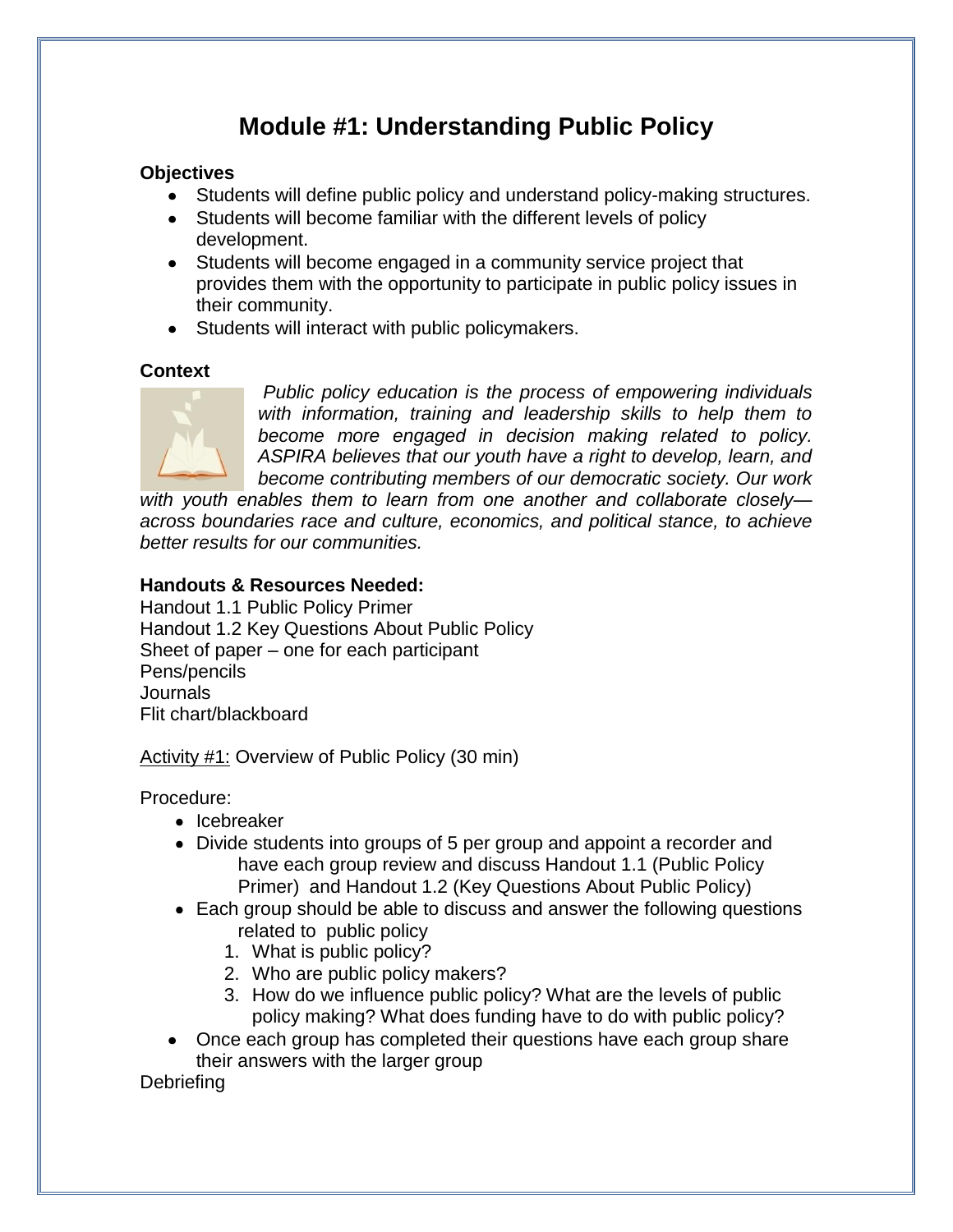# Module #1: Understanding Public Policy

**Objectives**

- Students will define public policy and understand policy-making structures.
- Students will become familiar with the different levels of policy development.
- Students will become engaged in a community service project that provides them with the opportunity to participate in public policy issues in their community.
- Students will interact with public policymakers.

**Context**

*Public policy education is the process of empowering individuals with information, training and leadership skills to help them to become more engaged in decision making related to policy. ASPIRA believes that our youth have a right to develop, learn, and become contributing members of our democratic society. Our work with youth enables them to learn from one another and collaborate closely—across boundaries race and culture, economics, and political stance, to achieve better results for our communities.*

**Handouts & Resources Needed:**

Handout 1.1 Public Policy Primer
Handout 1.2 Key Questions About Public Policy
Sheet of paper – one for each participant
Pens/pencils
Journals
Flit chart/blackboard

<u>Activity #1:</u> Overview of Public Policy (30 min)

Procedure:

- Icebreaker
- Divide students into groups of 5 per group and appoint a recorder and have each group review and discuss Handout 1.1 (Public Policy Primer) and Handout 1.2 (Key Questions About Public Policy)
- Each group should be able to discuss and answer the following questions related to public policy
  1. What is public policy?
  2. Who are public policy makers?
  3. How do we influence public policy? What are the levels of public policy making? What does funding have to do with public policy?
- Once each group has completed their questions have each group share their answers with the larger group

Debriefing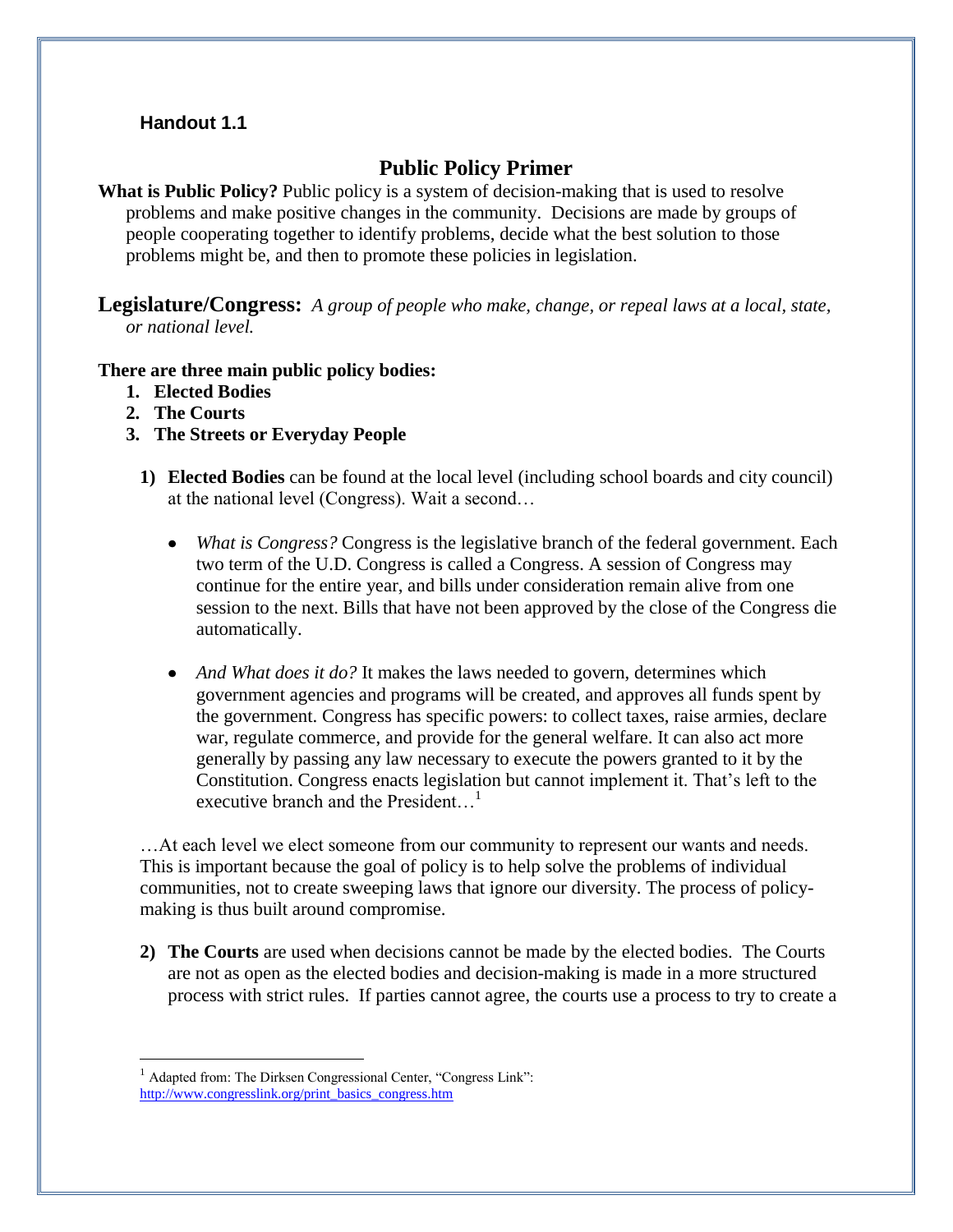**Handout 1.1**

# Public Policy Primer

**What is Public Policy?** Public policy is a system of decision-making that is used to resolve problems and make positive changes in the community. Decisions are made by groups of people cooperating together to identify problems, decide what the best solution to those problems might be, and then to promote these policies in legislation.

**Legislature/Congress:** *A group of people who make, change, or repeal laws at a local, state, or national level.*

**There are three main public policy bodies:**

1. **Elected Bodies**
2. **The Courts**
3. **The Streets or Everyday People**

1) **Elected Bodies** can be found at the local level (including school boards and city council) at the national level (Congress). Wait a second…

   - *What is Congress?* Congress is the legislative branch of the federal government. Each two term of the U.D. Congress is called a Congress. A session of Congress may continue for the entire year, and bills under consideration remain alive from one session to the next. Bills that have not been approved by the close of the Congress die automatically.

   - *And What does it do?* It makes the laws needed to govern, determines which government agencies and programs will be created, and approves all funds spent by the government. Congress has specific powers: to collect taxes, raise armies, declare war, regulate commerce, and provide for the general welfare. It can also act more generally by passing any law necessary to execute the powers granted to it by the Constitution. Congress enacts legislation but cannot implement it. That's left to the executive branch and the President…[1]

   …At each level we elect someone from our community to represent our wants and needs. This is important because the goal of policy is to help solve the problems of individual communities, not to create sweeping laws that ignore our diversity. The process of policy-making is thus built around compromise.

2) **The Courts** are used when decisions cannot be made by the elected bodies. The Courts are not as open as the elected bodies and decision-making is made in a more structured process with strict rules. If parties cannot agree, the courts use a process to try to create a

[1] Adapted from: The Dirksen Congressional Center, "Congress Link": http://www.congresslink.org/print_basics_congress.htm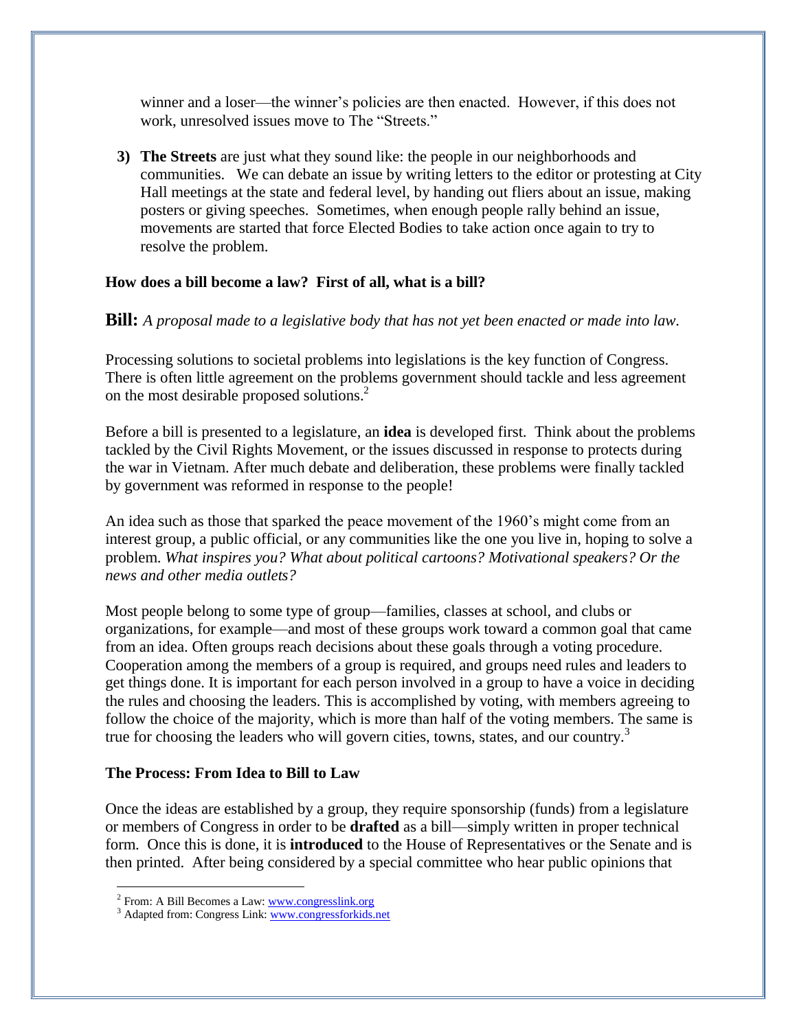winner and a loser—the winner's policies are then enacted. However, if this does not work, unresolved issues move to The "Streets."

3) **The Streets** are just what they sound like: the people in our neighborhoods and communities. We can debate an issue by writing letters to the editor or protesting at City Hall meetings at the state and federal level, by handing out fliers about an issue, making posters or giving speeches. Sometimes, when enough people rally behind an issue, movements are started that force Elected Bodies to take action once again to try to resolve the problem.

**How does a bill become a law? First of all, what is a bill?**

**Bill:** *A proposal made to a legislative body that has not yet been enacted or made into law.*

Processing solutions to societal problems into legislations is the key function of Congress. There is often little agreement on the problems government should tackle and less agreement on the most desirable proposed solutions.[2]

Before a bill is presented to a legislature, an **idea** is developed first. Think about the problems tackled by the Civil Rights Movement, or the issues discussed in response to protects during the war in Vietnam. After much debate and deliberation, these problems were finally tackled by government was reformed in response to the people!

An idea such as those that sparked the peace movement of the 1960's might come from an interest group, a public official, or any communities like the one you live in, hoping to solve a problem. *What inspires you? What about political cartoons? Motivational speakers? Or the news and other media outlets?*

Most people belong to some type of group—families, classes at school, and clubs or organizations, for example—and most of these groups work toward a common goal that came from an idea. Often groups reach decisions about these goals through a voting procedure. Cooperation among the members of a group is required, and groups need rules and leaders to get things done. It is important for each person involved in a group to have a voice in deciding the rules and choosing the leaders. This is accomplished by voting, with members agreeing to follow the choice of the majority, which is more than half of the voting members. The same is true for choosing the leaders who will govern cities, towns, states, and our country.[3]

**The Process: From Idea to Bill to Law**

Once the ideas are established by a group, they require sponsorship (funds) from a legislature or members of Congress in order to be **drafted** as a bill—simply written in proper technical form. Once this is done, it is **introduced** to the House of Representatives or the Senate and is then printed. After being considered by a special committee who hear public opinions that

---

[2] From: A Bill Becomes a Law: www.congresslink.org

[3] Adapted from: Congress Link: www.congressforkids.net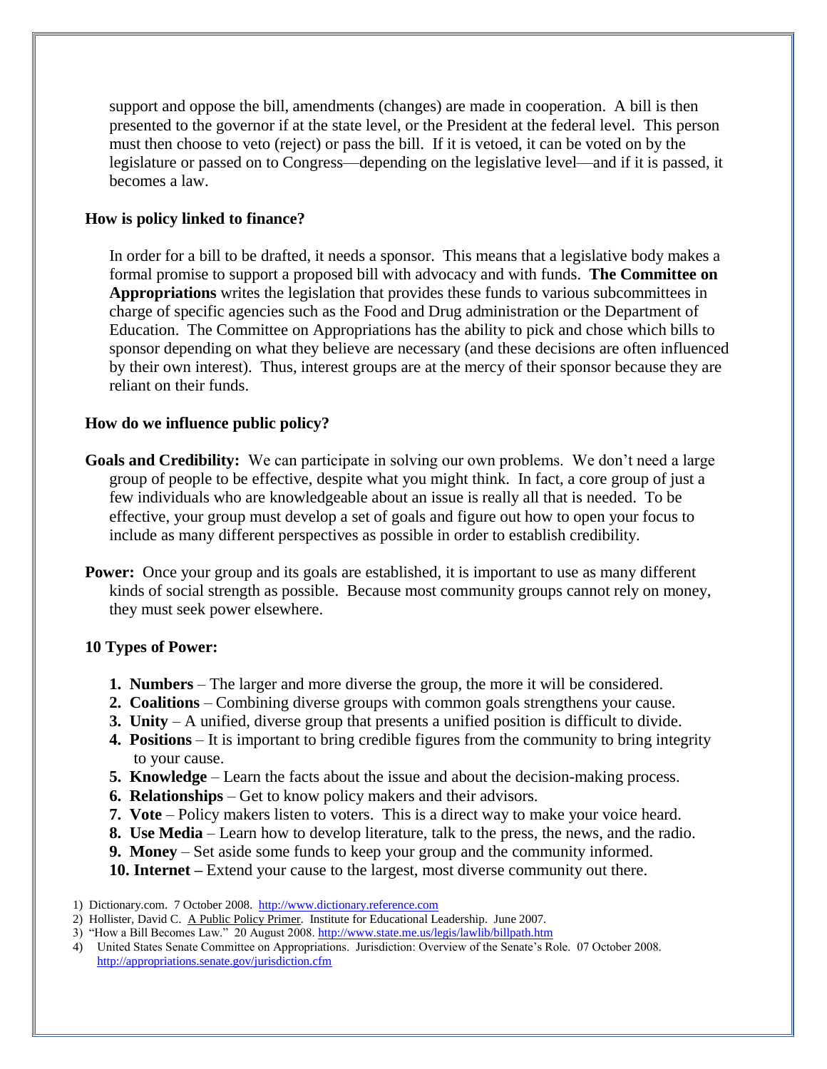support and oppose the bill, amendments (changes) are made in cooperation. A bill is then presented to the governor if at the state level, or the President at the federal level. This person must then choose to veto (reject) or pass the bill. If it is vetoed, it can be voted on by the legislature or passed on to Congress—depending on the legislative level—and if it is passed, it becomes a law.

### How is policy linked to finance?

In order for a bill to be drafted, it needs a sponsor. This means that a legislative body makes a formal promise to support a proposed bill with advocacy and with funds. **The Committee on Appropriations** writes the legislation that provides these funds to various subcommittees in charge of specific agencies such as the Food and Drug administration or the Department of Education. The Committee on Appropriations has the ability to pick and chose which bills to sponsor depending on what they believe are necessary (and these decisions are often influenced by their own interest). Thus, interest groups are at the mercy of their sponsor because they are reliant on their funds.

### How do we influence public policy?

**Goals and Credibility:** We can participate in solving our own problems. We don't need a large group of people to be effective, despite what you might think. In fact, a core group of just a few individuals who are knowledgeable about an issue is really all that is needed. To be effective, your group must develop a set of goals and figure out how to open your focus to include as many different perspectives as possible in order to establish credibility.

**Power:** Once your group and its goals are established, it is important to use as many different kinds of social strength as possible. Because most community groups cannot rely on money, they must seek power elsewhere.

### 10 Types of Power:

1. **Numbers** – The larger and more diverse the group, the more it will be considered.
2. **Coalitions** – Combining diverse groups with common goals strengthens your cause.
3. **Unity** – A unified, diverse group that presents a unified position is difficult to divide.
4. **Positions** – It is important to bring credible figures from the community to bring integrity to your cause.
5. **Knowledge** – Learn the facts about the issue and about the decision-making process.
6. **Relationships** – Get to know policy makers and their advisors.
7. **Vote** – Policy makers listen to voters. This is a direct way to make your voice heard.
8. **Use Media** – Learn how to develop literature, talk to the press, the news, and the radio.
9. **Money** – Set aside some funds to keep your group and the community informed.
10. **Internet –** Extend your cause to the largest, most diverse community out there.

1) Dictionary.com. 7 October 2008. http://www.dictionary.reference.com
2) Hollister, David C. A Public Policy Primer. Institute for Educational Leadership. June 2007.
3) "How a Bill Becomes Law." 20 August 2008. http://www.state.me.us/legis/lawlib/billpath.htm
4) United States Senate Committee on Appropriations. Jurisdiction: Overview of the Senate's Role. 07 October 2008. http://appropriations.senate.gov/jurisdiction.cfm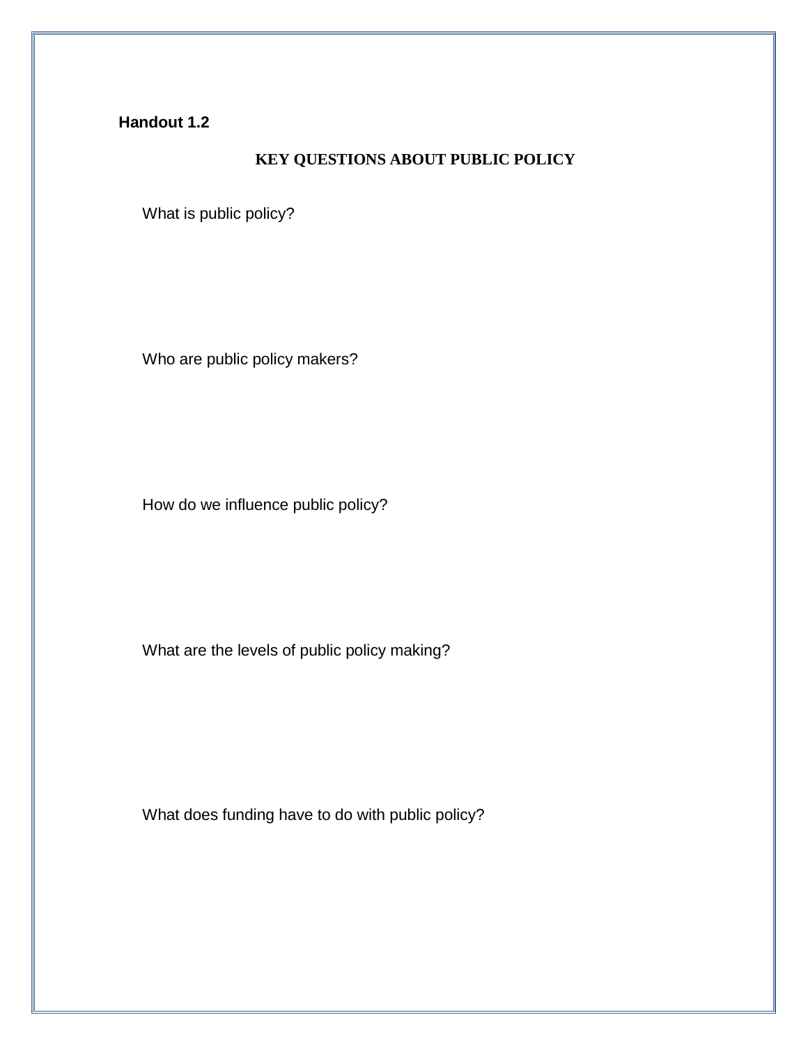**Handout 1.2**

## KEY QUESTIONS ABOUT PUBLIC POLICY

What is public policy?

Who are public policy makers?

How do we influence public policy?

What are the levels of public policy making?

What does funding have to do with public policy?